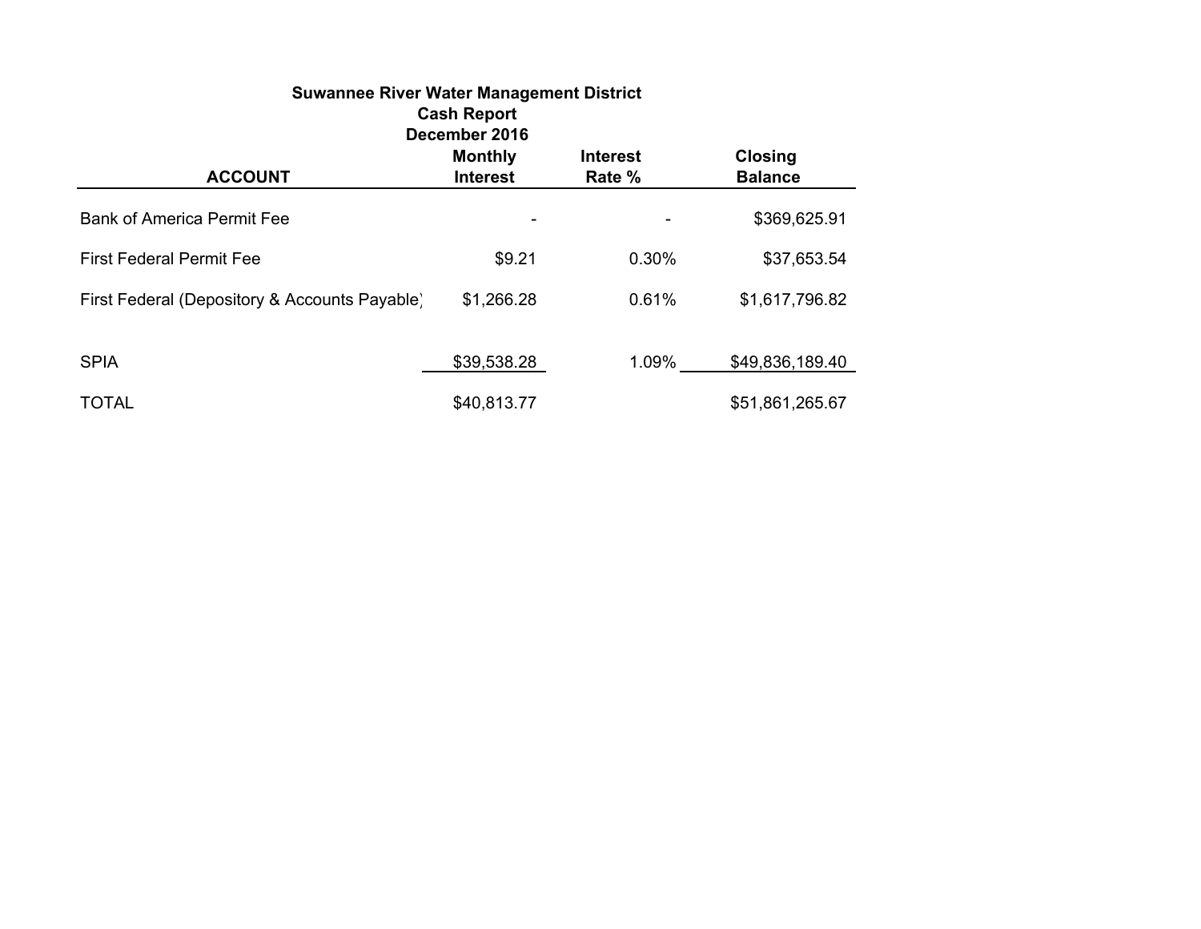**Suwannee River Water Management District**
**Cash Report**
**December 2016**

| ACCOUNT | Monthly Interest | Interest Rate % | Closing Balance |
|---|---|---|---|
| Bank of America Permit Fee | - | - | $369,625.91 |
| First Federal Permit Fee | $9.21 | 0.30% | $37,653.54 |
| First Federal (Depository & Accounts Payable) | $1,266.28 | 0.61% | $1,617,796.82 |
| SPIA | $39,538.28 | 1.09% | $49,836,189.40 |
| TOTAL | $40,813.77 | | $51,861,265.67 |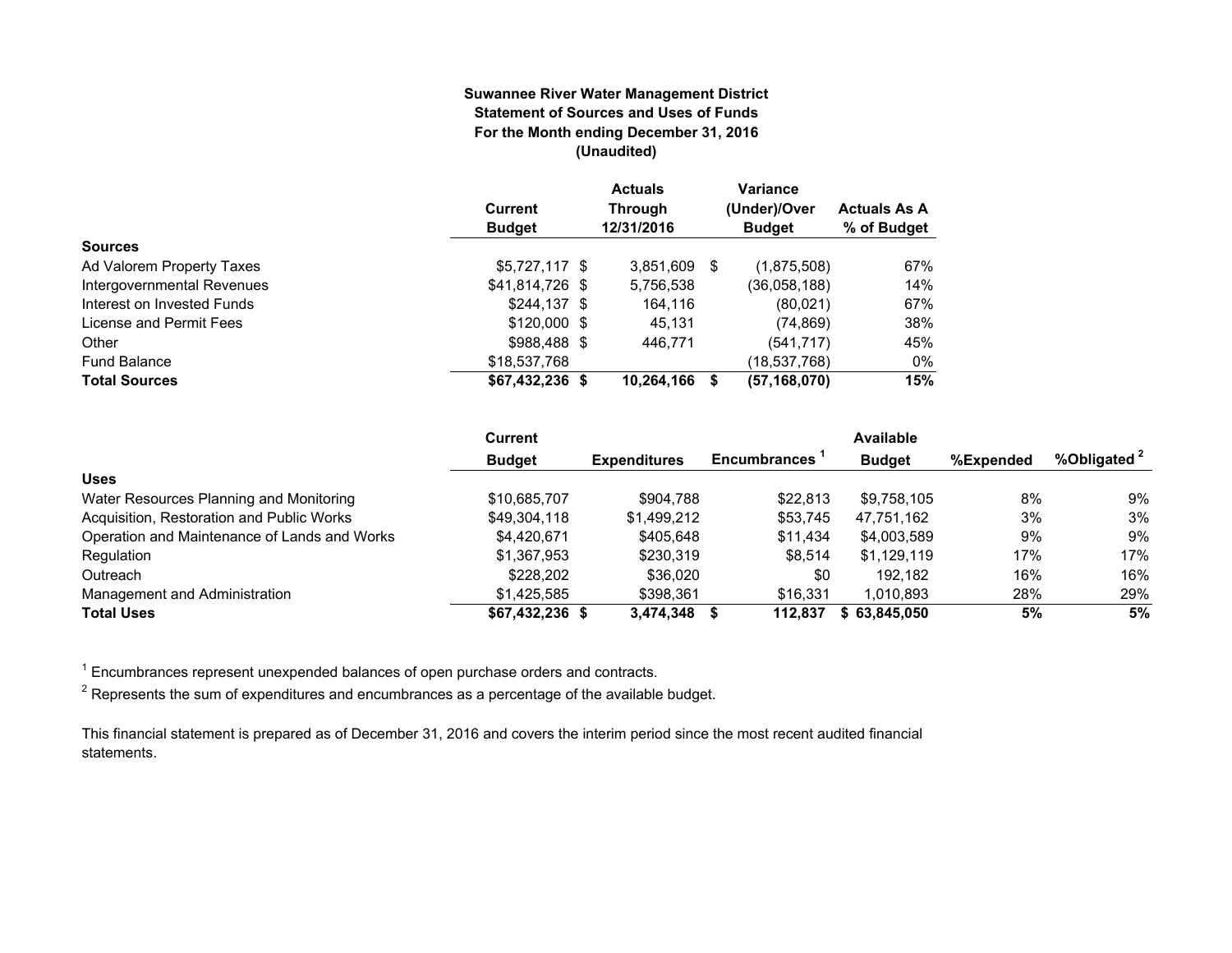**Suwannee River Water Management District**
**Statement of Sources and Uses of Funds**
**For the Month ending December 31, 2016**
**(Unaudited)**

| | Current Budget | Actuals Through 12/31/2016 | Variance (Under)/Over Budget | Actuals As A % of Budget |
|---|---|---|---|---|
| **Sources** | | | | |
| Ad Valorem Property Taxes | $5,727,117 | $ 3,851,609 | $ (1,875,508) | 67% |
| Intergovernmental Revenues | $41,814,726 | $ 5,756,538 | (36,058,188) | 14% |
| Interest on Invested Funds | $244,137 | $ 164,116 | (80,021) | 67% |
| License and Permit Fees | $120,000 | $ 45,131 | (74,869) | 38% |
| Other | $988,488 | $ 446,771 | (541,717) | 45% |
| Fund Balance | $18,537,768 | | (18,537,768) | 0% |
| **Total Sources** | **$67,432,236** | **$ 10,264,166** | **$ (57,168,070)** | **15%** |

| | Current Budget | Expenditures | Encumbrances [1] | Available Budget | %Expended | %Obligated [2] |
|---|---|---|---|---|---|---|
| **Uses** | | | | | | |
| Water Resources Planning and Monitoring | $10,685,707 | $904,788 | $22,813 | $9,758,105 | 8% | 9% |
| Acquisition, Restoration and Public Works | $49,304,118 | $1,499,212 | $53,745 | 47,751,162 | 3% | 3% |
| Operation and Maintenance of Lands and Works | $4,420,671 | $405,648 | $11,434 | $4,003,589 | 9% | 9% |
| Regulation | $1,367,953 | $230,319 | $8,514 | $1,129,119 | 17% | 17% |
| Outreach | $228,202 | $36,020 | $0 | 192,182 | 16% | 16% |
| Management and Administration | $1,425,585 | $398,361 | $16,331 | 1,010,893 | 28% | 29% |
| **Total Uses** | **$67,432,236** | **$ 3,474,348** | **$ 112,837** | **$ 63,845,050** | **5%** | **5%** |

[1] Encumbrances represent unexpended balances of open purchase orders and contracts.

[2] Represents the sum of expenditures and encumbrances as a percentage of the available budget.

This financial statement is prepared as of December 31, 2016 and covers the interim period since the most recent audited financial statements.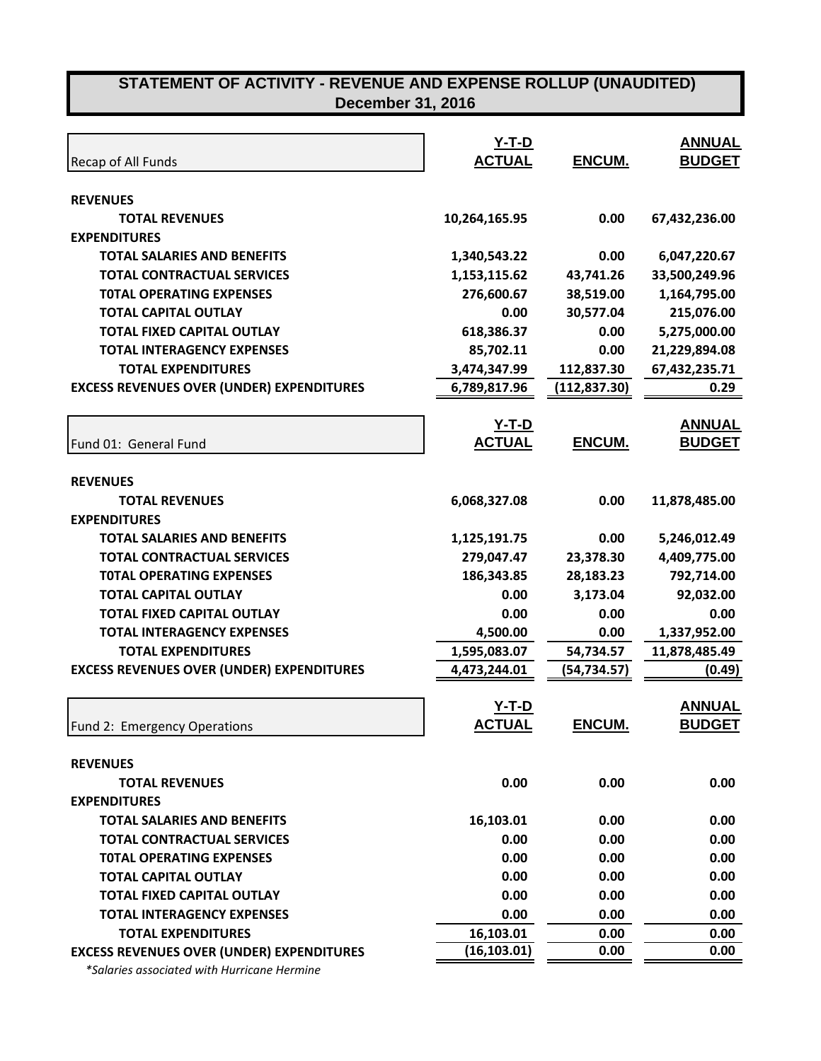# STATEMENT OF ACTIVITY - REVENUE AND EXPENSE ROLLUP (UNAUDITED)
## December 31, 2016

| Recap of All Funds | Y-T-D ACTUAL | ENCUM. | ANNUAL BUDGET |
|---|---|---|---|
| **REVENUES** | | | |
| **TOTAL REVENUES** | 10,264,165.95 | 0.00 | 67,432,236.00 |
| **EXPENDITURES** | | | |
| **TOTAL SALARIES AND BENEFITS** | 1,340,543.22 | 0.00 | 6,047,220.67 |
| **TOTAL CONTRACTUAL SERVICES** | 1,153,115.62 | 43,741.26 | 33,500,249.96 |
| **T0TAL OPERATING EXPENSES** | 276,600.67 | 38,519.00 | 1,164,795.00 |
| **TOTAL CAPITAL OUTLAY** | 0.00 | 30,577.04 | 215,076.00 |
| **TOTAL FIXED CAPITAL OUTLAY** | 618,386.37 | 0.00 | 5,275,000.00 |
| **TOTAL INTERAGENCY EXPENSES** | 85,702.11 | 0.00 | 21,229,894.08 |
| **TOTAL EXPENDITURES** | 3,474,347.99 | 112,837.30 | 67,432,235.71 |
| **EXCESS REVENUES OVER (UNDER) EXPENDITURES** | 6,789,817.96 | (112,837.30) | 0.29 |

| Fund 01: General Fund | Y-T-D ACTUAL | ENCUM. | ANNUAL BUDGET |
|---|---|---|---|
| **REVENUES** | | | |
| **TOTAL REVENUES** | 6,068,327.08 | 0.00 | 11,878,485.00 |
| **EXPENDITURES** | | | |
| **TOTAL SALARIES AND BENEFITS** | 1,125,191.75 | 0.00 | 5,246,012.49 |
| **TOTAL CONTRACTUAL SERVICES** | 279,047.47 | 23,378.30 | 4,409,775.00 |
| **T0TAL OPERATING EXPENSES** | 186,343.85 | 28,183.23 | 792,714.00 |
| **TOTAL CAPITAL OUTLAY** | 0.00 | 3,173.04 | 92,032.00 |
| **TOTAL FIXED CAPITAL OUTLAY** | 0.00 | 0.00 | 0.00 |
| **TOTAL INTERAGENCY EXPENSES** | 4,500.00 | 0.00 | 1,337,952.00 |
| **TOTAL EXPENDITURES** | 1,595,083.07 | 54,734.57 | 11,878,485.49 |
| **EXCESS REVENUES OVER (UNDER) EXPENDITURES** | 4,473,244.01 | (54,734.57) | (0.49) |

| Fund 2: Emergency Operations | Y-T-D ACTUAL | ENCUM. | ANNUAL BUDGET |
|---|---|---|---|
| **REVENUES** | | | |
| **TOTAL REVENUES** | 0.00 | 0.00 | 0.00 |
| **EXPENDITURES** | | | |
| **TOTAL SALARIES AND BENEFITS** | 16,103.01 | 0.00 | 0.00 |
| **TOTAL CONTRACTUAL SERVICES** | 0.00 | 0.00 | 0.00 |
| **T0TAL OPERATING EXPENSES** | 0.00 | 0.00 | 0.00 |
| **TOTAL CAPITAL OUTLAY** | 0.00 | 0.00 | 0.00 |
| **TOTAL FIXED CAPITAL OUTLAY** | 0.00 | 0.00 | 0.00 |
| **TOTAL INTERAGENCY EXPENSES** | 0.00 | 0.00 | 0.00 |
| **TOTAL EXPENDITURES** | 16,103.01 | 0.00 | 0.00 |
| **EXCESS REVENUES OVER (UNDER) EXPENDITURES** | (16,103.01) | 0.00 | 0.00 |

*\*Salaries associated with Hurricane Hermine*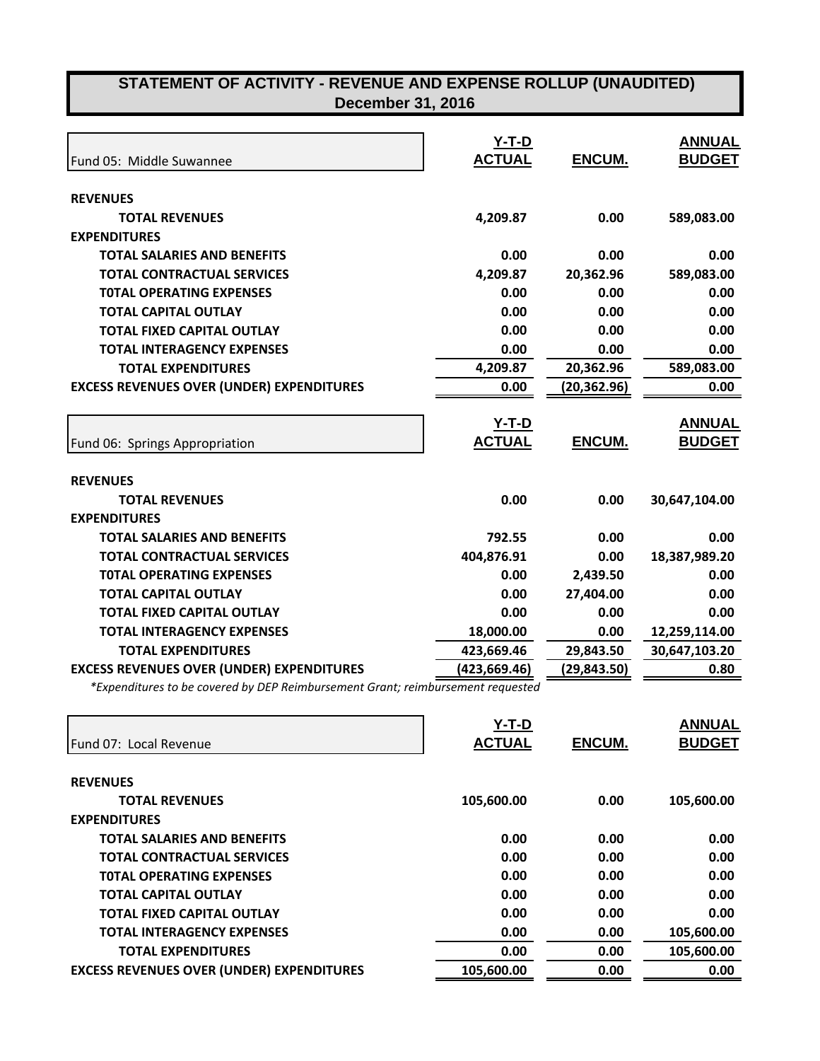# STATEMENT OF ACTIVITY - REVENUE AND EXPENSE ROLLUP (UNAUDITED)
## December 31, 2016

| Fund 05: Middle Suwannee | Y-T-D ACTUAL | ENCUM. | ANNUAL BUDGET |
|---|---|---|---|
| **REVENUES** | | | |
| **TOTAL REVENUES** | **4,209.87** | **0.00** | **589,083.00** |
| **EXPENDITURES** | | | |
| **TOTAL SALARIES AND BENEFITS** | **0.00** | **0.00** | **0.00** |
| **TOTAL CONTRACTUAL SERVICES** | **4,209.87** | **20,362.96** | **589,083.00** |
| **T0TAL OPERATING EXPENSES** | **0.00** | **0.00** | **0.00** |
| **TOTAL CAPITAL OUTLAY** | **0.00** | **0.00** | **0.00** |
| **TOTAL FIXED CAPITAL OUTLAY** | **0.00** | **0.00** | **0.00** |
| **TOTAL INTERAGENCY EXPENSES** | **0.00** | **0.00** | **0.00** |
| **TOTAL EXPENDITURES** | **4,209.87** | **20,362.96** | **589,083.00** |
| **EXCESS REVENUES OVER (UNDER) EXPENDITURES** | **0.00** | **(20,362.96)** | **0.00** |

| Fund 06: Springs Appropriation | Y-T-D ACTUAL | ENCUM. | ANNUAL BUDGET |
|---|---|---|---|
| **REVENUES** | | | |
| **TOTAL REVENUES** | **0.00** | **0.00** | **30,647,104.00** |
| **EXPENDITURES** | | | |
| **TOTAL SALARIES AND BENEFITS** | **792.55** | **0.00** | **0.00** |
| **TOTAL CONTRACTUAL SERVICES** | **404,876.91** | **0.00** | **18,387,989.20** |
| **T0TAL OPERATING EXPENSES** | **0.00** | **2,439.50** | **0.00** |
| **TOTAL CAPITAL OUTLAY** | **0.00** | **27,404.00** | **0.00** |
| **TOTAL FIXED CAPITAL OUTLAY** | **0.00** | **0.00** | **0.00** |
| **TOTAL INTERAGENCY EXPENSES** | **18,000.00** | **0.00** | **12,259,114.00** |
| **TOTAL EXPENDITURES** | **423,669.46** | **29,843.50** | **30,647,103.20** |
| **EXCESS REVENUES OVER (UNDER) EXPENDITURES** | **(423,669.46)** | **(29,843.50)** | **0.80** |

*\*Expenditures to be covered by DEP Reimbursement Grant; reimbursement requested*

| Fund 07: Local Revenue | Y-T-D ACTUAL | ENCUM. | ANNUAL BUDGET |
|---|---|---|---|
| **REVENUES** | | | |
| **TOTAL REVENUES** | **105,600.00** | **0.00** | **105,600.00** |
| **EXPENDITURES** | | | |
| **TOTAL SALARIES AND BENEFITS** | **0.00** | **0.00** | **0.00** |
| **TOTAL CONTRACTUAL SERVICES** | **0.00** | **0.00** | **0.00** |
| **T0TAL OPERATING EXPENSES** | **0.00** | **0.00** | **0.00** |
| **TOTAL CAPITAL OUTLAY** | **0.00** | **0.00** | **0.00** |
| **TOTAL FIXED CAPITAL OUTLAY** | **0.00** | **0.00** | **0.00** |
| **TOTAL INTERAGENCY EXPENSES** | **0.00** | **0.00** | **105,600.00** |
| **TOTAL EXPENDITURES** | **0.00** | **0.00** | **105,600.00** |
| **EXCESS REVENUES OVER (UNDER) EXPENDITURES** | **105,600.00** | **0.00** | **0.00** |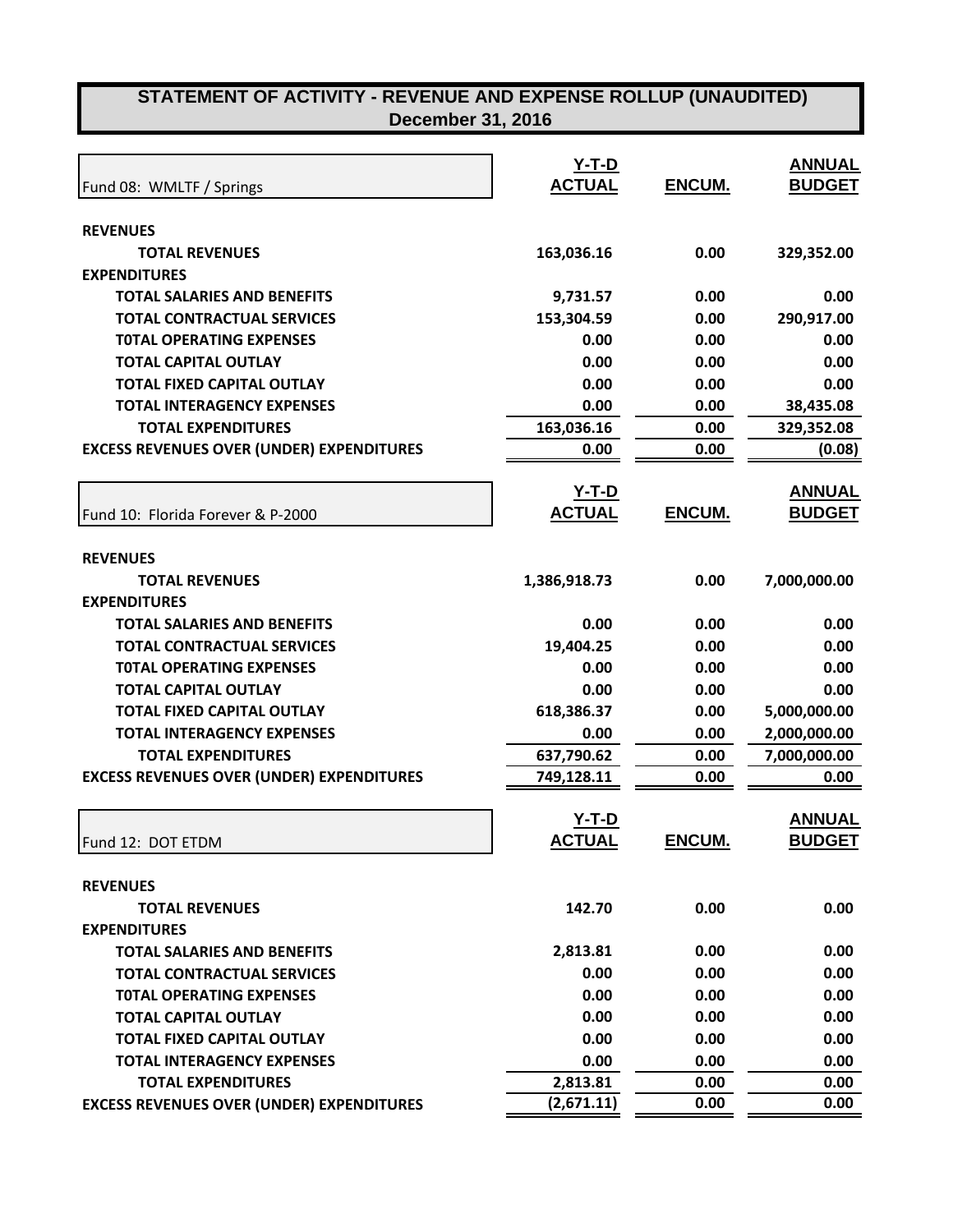# STATEMENT OF ACTIVITY - REVENUE AND EXPENSE ROLLUP (UNAUDITED)
## December 31, 2016

| Fund 08: WMLTF / Springs | Y-T-D ACTUAL | ENCUM. | ANNUAL BUDGET |
|---|---|---|---|
| **REVENUES** | | | |
| **TOTAL REVENUES** | 163,036.16 | 0.00 | 329,352.00 |
| **EXPENDITURES** | | | |
| **TOTAL SALARIES AND BENEFITS** | 9,731.57 | 0.00 | 0.00 |
| **TOTAL CONTRACTUAL SERVICES** | 153,304.59 | 0.00 | 290,917.00 |
| **T0TAL OPERATING EXPENSES** | 0.00 | 0.00 | 0.00 |
| **TOTAL CAPITAL OUTLAY** | 0.00 | 0.00 | 0.00 |
| **TOTAL FIXED CAPITAL OUTLAY** | 0.00 | 0.00 | 0.00 |
| **TOTAL INTERAGENCY EXPENSES** | 0.00 | 0.00 | 38,435.08 |
| **TOTAL EXPENDITURES** | 163,036.16 | 0.00 | 329,352.08 |
| **EXCESS REVENUES OVER (UNDER) EXPENDITURES** | 0.00 | 0.00 | (0.08) |

| Fund 10: Florida Forever & P-2000 | Y-T-D ACTUAL | ENCUM. | ANNUAL BUDGET |
|---|---|---|---|
| **REVENUES** | | | |
| **TOTAL REVENUES** | 1,386,918.73 | 0.00 | 7,000,000.00 |
| **EXPENDITURES** | | | |
| **TOTAL SALARIES AND BENEFITS** | 0.00 | 0.00 | 0.00 |
| **TOTAL CONTRACTUAL SERVICES** | 19,404.25 | 0.00 | 0.00 |
| **T0TAL OPERATING EXPENSES** | 0.00 | 0.00 | 0.00 |
| **TOTAL CAPITAL OUTLAY** | 0.00 | 0.00 | 0.00 |
| **TOTAL FIXED CAPITAL OUTLAY** | 618,386.37 | 0.00 | 5,000,000.00 |
| **TOTAL INTERAGENCY EXPENSES** | 0.00 | 0.00 | 2,000,000.00 |
| **TOTAL EXPENDITURES** | 637,790.62 | 0.00 | 7,000,000.00 |
| **EXCESS REVENUES OVER (UNDER) EXPENDITURES** | 749,128.11 | 0.00 | 0.00 |

| Fund 12: DOT ETDM | Y-T-D ACTUAL | ENCUM. | ANNUAL BUDGET |
|---|---|---|---|
| **REVENUES** | | | |
| **TOTAL REVENUES** | 142.70 | 0.00 | 0.00 |
| **EXPENDITURES** | | | |
| **TOTAL SALARIES AND BENEFITS** | 2,813.81 | 0.00 | 0.00 |
| **TOTAL CONTRACTUAL SERVICES** | 0.00 | 0.00 | 0.00 |
| **T0TAL OPERATING EXPENSES** | 0.00 | 0.00 | 0.00 |
| **TOTAL CAPITAL OUTLAY** | 0.00 | 0.00 | 0.00 |
| **TOTAL FIXED CAPITAL OUTLAY** | 0.00 | 0.00 | 0.00 |
| **TOTAL INTERAGENCY EXPENSES** | 0.00 | 0.00 | 0.00 |
| **TOTAL EXPENDITURES** | 2,813.81 | 0.00 | 0.00 |
| **EXCESS REVENUES OVER (UNDER) EXPENDITURES** | (2,671.11) | 0.00 | 0.00 |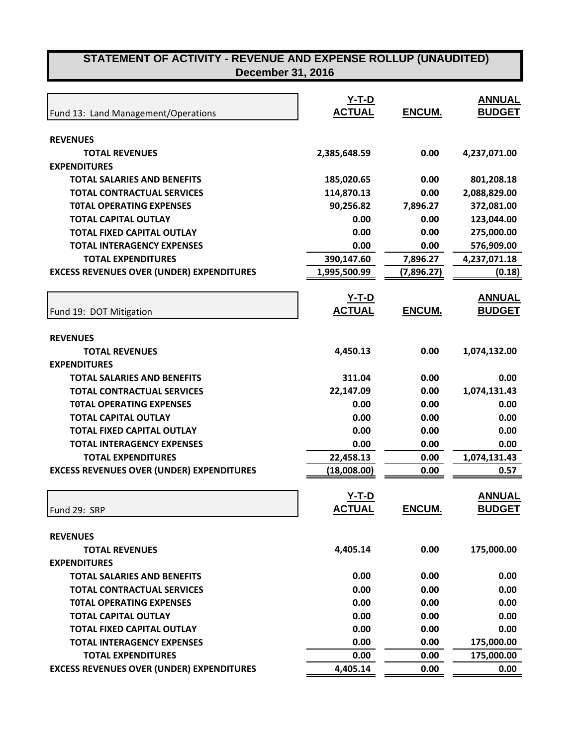# STATEMENT OF ACTIVITY - REVENUE AND EXPENSE ROLLUP (UNAUDITED)
## December 31, 2016

| Fund 13: Land Management/Operations | Y-T-D ACTUAL | ENCUM. | ANNUAL BUDGET |
|---|---|---|---|
| **REVENUES** | | | |
| **TOTAL REVENUES** | 2,385,648.59 | 0.00 | 4,237,071.00 |
| **EXPENDITURES** | | | |
| **TOTAL SALARIES AND BENEFITS** | 185,020.65 | 0.00 | 801,208.18 |
| **TOTAL CONTRACTUAL SERVICES** | 114,870.13 | 0.00 | 2,088,829.00 |
| **T0TAL OPERATING EXPENSES** | 90,256.82 | 7,896.27 | 372,081.00 |
| **TOTAL CAPITAL OUTLAY** | 0.00 | 0.00 | 123,044.00 |
| **TOTAL FIXED CAPITAL OUTLAY** | 0.00 | 0.00 | 275,000.00 |
| **TOTAL INTERAGENCY EXPENSES** | 0.00 | 0.00 | 576,909.00 |
| **TOTAL EXPENDITURES** | 390,147.60 | 7,896.27 | 4,237,071.18 |
| **EXCESS REVENUES OVER (UNDER) EXPENDITURES** | 1,995,500.99 | (7,896.27) | (0.18) |

| Fund 19: DOT Mitigation | Y-T-D ACTUAL | ENCUM. | ANNUAL BUDGET |
|---|---|---|---|
| **REVENUES** | | | |
| **TOTAL REVENUES** | 4,450.13 | 0.00 | 1,074,132.00 |
| **EXPENDITURES** | | | |
| **TOTAL SALARIES AND BENEFITS** | 311.04 | 0.00 | 0.00 |
| **TOTAL CONTRACTUAL SERVICES** | 22,147.09 | 0.00 | 1,074,131.43 |
| **T0TAL OPERATING EXPENSES** | 0.00 | 0.00 | 0.00 |
| **TOTAL CAPITAL OUTLAY** | 0.00 | 0.00 | 0.00 |
| **TOTAL FIXED CAPITAL OUTLAY** | 0.00 | 0.00 | 0.00 |
| **TOTAL INTERAGENCY EXPENSES** | 0.00 | 0.00 | 0.00 |
| **TOTAL EXPENDITURES** | 22,458.13 | 0.00 | 1,074,131.43 |
| **EXCESS REVENUES OVER (UNDER) EXPENDITURES** | (18,008.00) | 0.00 | 0.57 |

| Fund 29: SRP | Y-T-D ACTUAL | ENCUM. | ANNUAL BUDGET |
|---|---|---|---|
| **REVENUES** | | | |
| **TOTAL REVENUES** | 4,405.14 | 0.00 | 175,000.00 |
| **EXPENDITURES** | | | |
| **TOTAL SALARIES AND BENEFITS** | 0.00 | 0.00 | 0.00 |
| **TOTAL CONTRACTUAL SERVICES** | 0.00 | 0.00 | 0.00 |
| **T0TAL OPERATING EXPENSES** | 0.00 | 0.00 | 0.00 |
| **TOTAL CAPITAL OUTLAY** | 0.00 | 0.00 | 0.00 |
| **TOTAL FIXED CAPITAL OUTLAY** | 0.00 | 0.00 | 0.00 |
| **TOTAL INTERAGENCY EXPENSES** | 0.00 | 0.00 | 175,000.00 |
| **TOTAL EXPENDITURES** | 0.00 | 0.00 | 175,000.00 |
| **EXCESS REVENUES OVER (UNDER) EXPENDITURES** | 4,405.14 | 0.00 | 0.00 |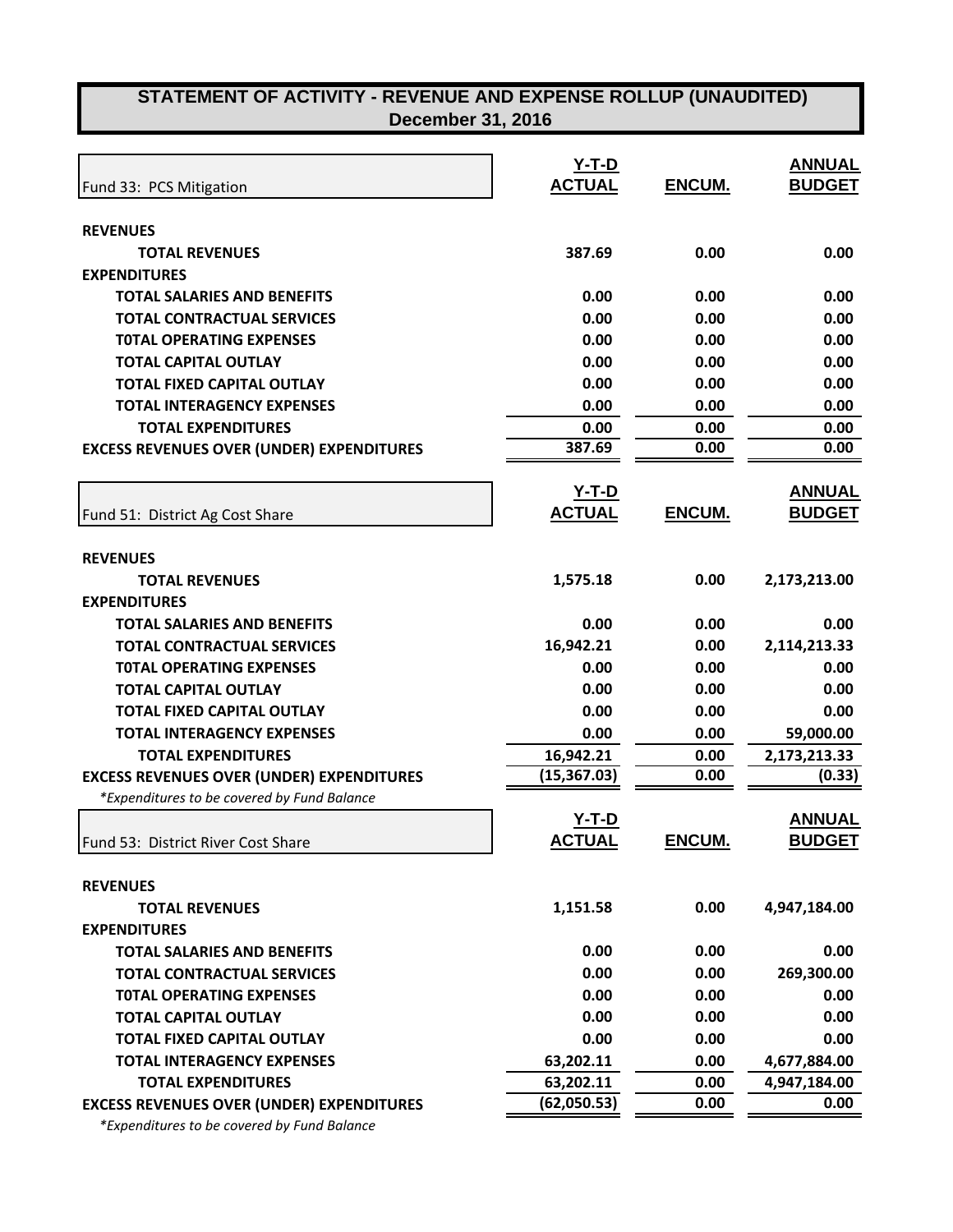# STATEMENT OF ACTIVITY - REVENUE AND EXPENSE ROLLUP (UNAUDITED)
## December 31, 2016

| Fund 33: PCS Mitigation | Y-T-D ACTUAL | ENCUM. | ANNUAL BUDGET |
|---|---|---|---|
| **REVENUES** | | | |
| **TOTAL REVENUES** | 387.69 | 0.00 | 0.00 |
| **EXPENDITURES** | | | |
| **TOTAL SALARIES AND BENEFITS** | 0.00 | 0.00 | 0.00 |
| **TOTAL CONTRACTUAL SERVICES** | 0.00 | 0.00 | 0.00 |
| **T0TAL OPERATING EXPENSES** | 0.00 | 0.00 | 0.00 |
| **TOTAL CAPITAL OUTLAY** | 0.00 | 0.00 | 0.00 |
| **TOTAL FIXED CAPITAL OUTLAY** | 0.00 | 0.00 | 0.00 |
| **TOTAL INTERAGENCY EXPENSES** | 0.00 | 0.00 | 0.00 |
| **TOTAL EXPENDITURES** | 0.00 | 0.00 | 0.00 |
| **EXCESS REVENUES OVER (UNDER) EXPENDITURES** | 387.69 | 0.00 | 0.00 |

| Fund 51: District Ag Cost Share | Y-T-D ACTUAL | ENCUM. | ANNUAL BUDGET |
|---|---|---|---|
| **REVENUES** | | | |
| **TOTAL REVENUES** | 1,575.18 | 0.00 | 2,173,213.00 |
| **EXPENDITURES** | | | |
| **TOTAL SALARIES AND BENEFITS** | 0.00 | 0.00 | 0.00 |
| **TOTAL CONTRACTUAL SERVICES** | 16,942.21 | 0.00 | 2,114,213.33 |
| **T0TAL OPERATING EXPENSES** | 0.00 | 0.00 | 0.00 |
| **TOTAL CAPITAL OUTLAY** | 0.00 | 0.00 | 0.00 |
| **TOTAL FIXED CAPITAL OUTLAY** | 0.00 | 0.00 | 0.00 |
| **TOTAL INTERAGENCY EXPENSES** | 0.00 | 0.00 | 59,000.00 |
| **TOTAL EXPENDITURES** | 16,942.21 | 0.00 | 2,173,213.33 |
| **EXCESS REVENUES OVER (UNDER) EXPENDITURES** | (15,367.03) | 0.00 | (0.33) |

*\*Expenditures to be covered by Fund Balance*

| Fund 53: District River Cost Share | Y-T-D ACTUAL | ENCUM. | ANNUAL BUDGET |
|---|---|---|---|
| **REVENUES** | | | |
| **TOTAL REVENUES** | 1,151.58 | 0.00 | 4,947,184.00 |
| **EXPENDITURES** | | | |
| **TOTAL SALARIES AND BENEFITS** | 0.00 | 0.00 | 0.00 |
| **TOTAL CONTRACTUAL SERVICES** | 0.00 | 0.00 | 269,300.00 |
| **T0TAL OPERATING EXPENSES** | 0.00 | 0.00 | 0.00 |
| **TOTAL CAPITAL OUTLAY** | 0.00 | 0.00 | 0.00 |
| **TOTAL FIXED CAPITAL OUTLAY** | 0.00 | 0.00 | 0.00 |
| **TOTAL INTERAGENCY EXPENSES** | 63,202.11 | 0.00 | 4,677,884.00 |
| **TOTAL EXPENDITURES** | 63,202.11 | 0.00 | 4,947,184.00 |
| **EXCESS REVENUES OVER (UNDER) EXPENDITURES** | (62,050.53) | 0.00 | 0.00 |

*\*Expenditures to be covered by Fund Balance*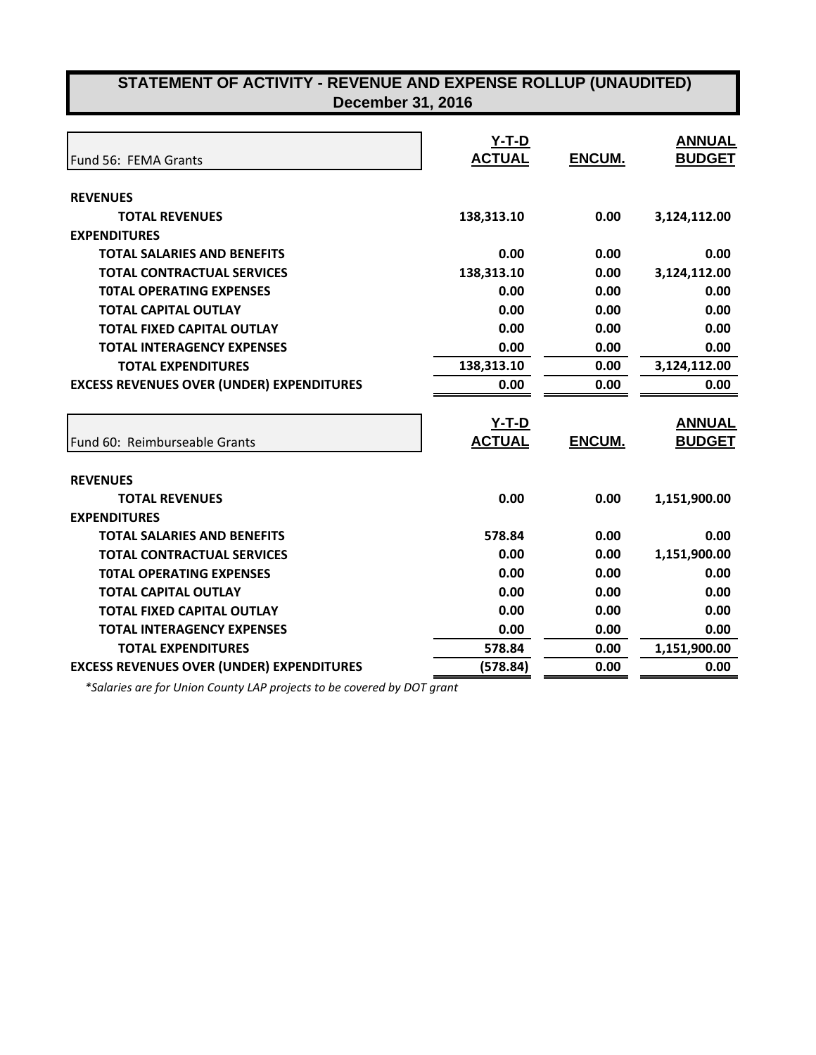# STATEMENT OF ACTIVITY - REVENUE AND EXPENSE ROLLUP (UNAUDITED)
## December 31, 2016

| Fund 56: FEMA Grants | Y-T-D ACTUAL | ENCUM. | ANNUAL BUDGET |
|---|---|---|---|
| **REVENUES** | | | |
| **TOTAL REVENUES** | **138,313.10** | **0.00** | **3,124,112.00** |
| **EXPENDITURES** | | | |
| **TOTAL SALARIES AND BENEFITS** | **0.00** | **0.00** | **0.00** |
| **TOTAL CONTRACTUAL SERVICES** | **138,313.10** | **0.00** | **3,124,112.00** |
| **T0TAL OPERATING EXPENSES** | **0.00** | **0.00** | **0.00** |
| **TOTAL CAPITAL OUTLAY** | **0.00** | **0.00** | **0.00** |
| **TOTAL FIXED CAPITAL OUTLAY** | **0.00** | **0.00** | **0.00** |
| **TOTAL INTERAGENCY EXPENSES** | **0.00** | **0.00** | **0.00** |
| **TOTAL EXPENDITURES** | **138,313.10** | **0.00** | **3,124,112.00** |
| **EXCESS REVENUES OVER (UNDER) EXPENDITURES** | **0.00** | **0.00** | **0.00** |

| Fund 60: Reimburseable Grants | Y-T-D ACTUAL | ENCUM. | ANNUAL BUDGET |
|---|---|---|---|
| **REVENUES** | | | |
| **TOTAL REVENUES** | **0.00** | **0.00** | **1,151,900.00** |
| **EXPENDITURES** | | | |
| **TOTAL SALARIES AND BENEFITS** | **578.84** | **0.00** | **0.00** |
| **TOTAL CONTRACTUAL SERVICES** | **0.00** | **0.00** | **1,151,900.00** |
| **T0TAL OPERATING EXPENSES** | **0.00** | **0.00** | **0.00** |
| **TOTAL CAPITAL OUTLAY** | **0.00** | **0.00** | **0.00** |
| **TOTAL FIXED CAPITAL OUTLAY** | **0.00** | **0.00** | **0.00** |
| **TOTAL INTERAGENCY EXPENSES** | **0.00** | **0.00** | **0.00** |
| **TOTAL EXPENDITURES** | **578.84** | **0.00** | **1,151,900.00** |
| **EXCESS REVENUES OVER (UNDER) EXPENDITURES** | **(578.84)** | **0.00** | **0.00** |

*\*Salaries are for Union County LAP projects to be covered by DOT grant*